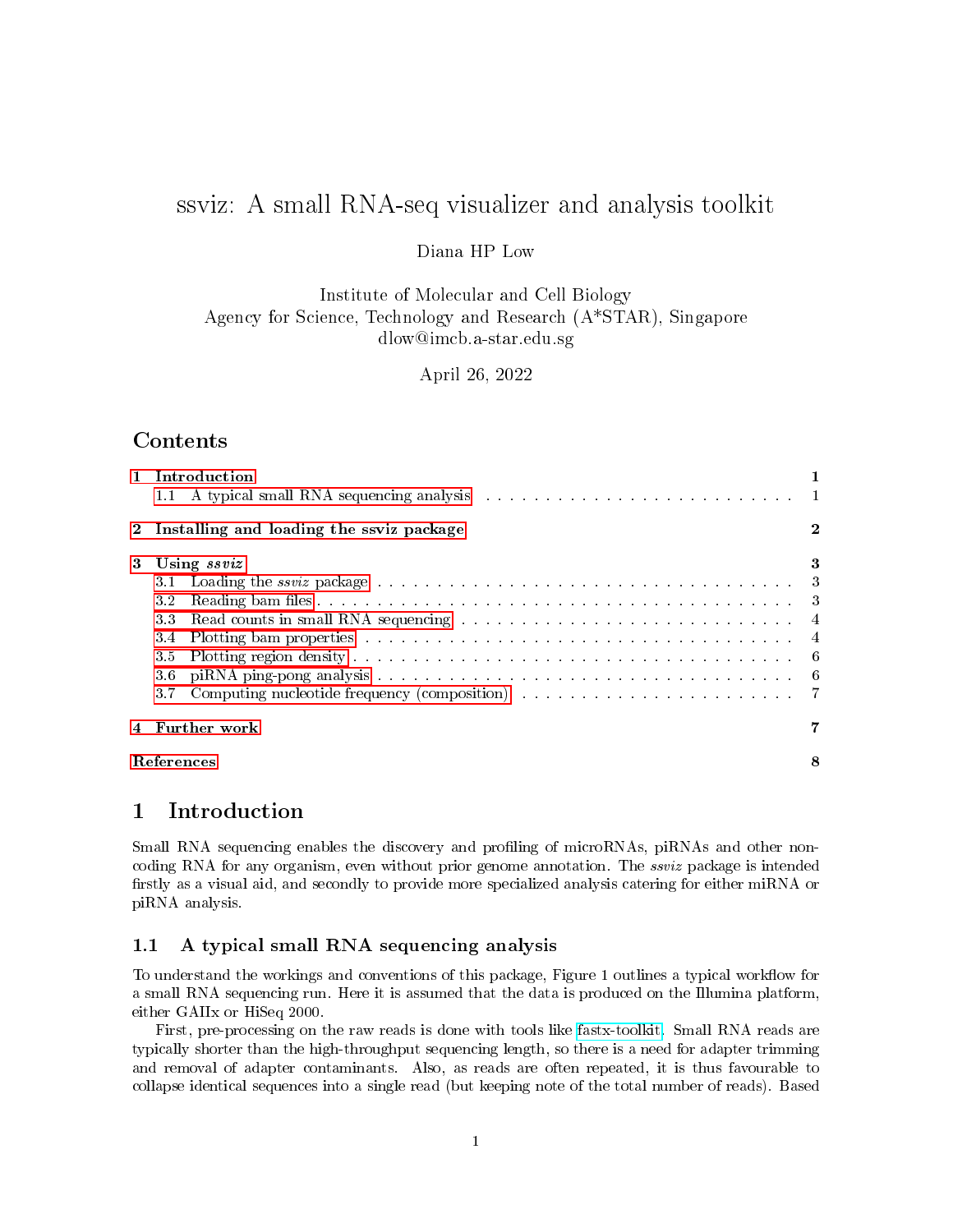# ssviz: A small RNA-seq visualizer and analysis toolkit

Diana HP Low

Institute of Molecular and Cell Biology
Agency for Science, Technology and Research (A*STAR), Singapore
dlow@imcb.a-star.edu.sg

April 26, 2022

## Contents

| | |
|---|---|
| **1 Introduction** | **1** |
| 1.1 A typical small RNA sequencing analysis | 1 |
| **2 Installing and loading the ssviz package** | **2** |
| **3 Using *ssviz*** | **3** |
| 3.1 Loading the *ssviz* package | 3 |
| 3.2 Reading bam files | 3 |
| 3.3 Read counts in small RNA sequencing | 4 |
| 3.4 Plotting bam properties | 4 |
| 3.5 Plotting region density | 6 |
| 3.6 piRNA ping-pong analysis | 6 |
| 3.7 Computing nucleotide frequency (composition) | 7 |
| **4 Further work** | **7** |
| **References** | **8** |

## 1 Introduction

Small RNA sequencing enables the discovery and profiling of microRNAs, piRNAs and other non-coding RNA for any organism, even without prior genome annotation. The *ssviz* package is intended firstly as a visual aid, and secondly to provide more specialized analysis catering for either miRNA or piRNA analysis.

### 1.1 A typical small RNA sequencing analysis

To understand the workings and conventions of this package, Figure 1 outlines a typical workflow for a small RNA sequencing run. Here it is assumed that the data is produced on the Illumina platform, either GAIIx or HiSeq 2000.

First, pre-processing on the raw reads is done with tools like fastx-toolkit. Small RNA reads are typically shorter than the high-throughput sequencing length, so there is a need for adapter trimming and removal of adapter contaminants. Also, as reads are often repeated, it is thus favourable to collapse identical sequences into a single read (but keeping note of the total number of reads). Based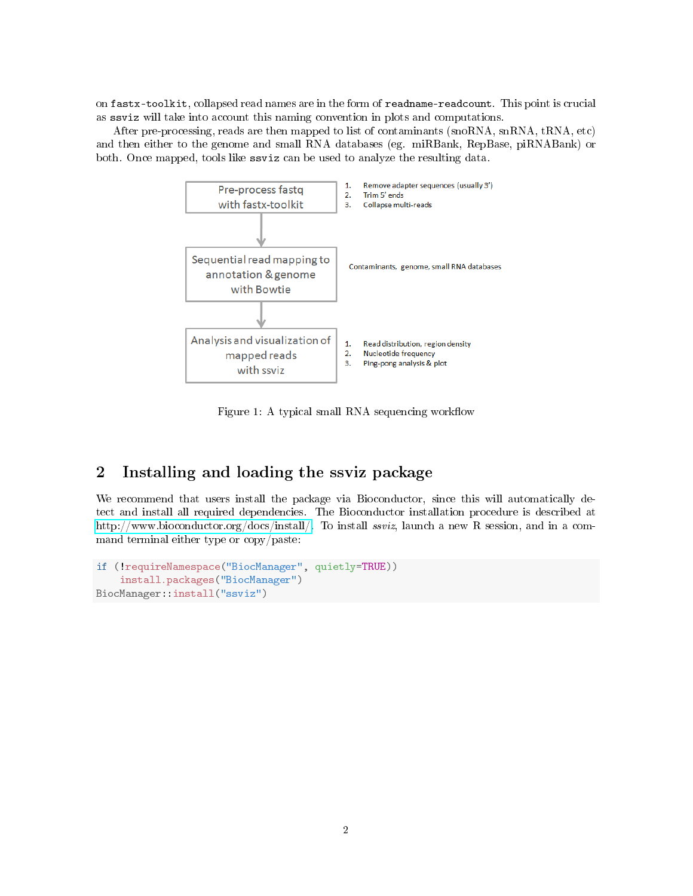on `fastx-toolkit`, collapsed read names are in the form of `readname-readcount`. This point is crucial as `ssviz` will take into account this naming convention in plots and computations.

After pre-processing, reads are then mapped to list of contaminants (snoRNA, snRNA, tRNA, etc) and then either to the genome and small RNA databases (eg. miRBank, RepBase, piRNABank) or both. Once mapped, tools like `ssviz` can be used to analyze the resulting data.

Pre-process fastq with fastx-toolkit

1. Remove adapter sequences (usually 3')
2. Trim 5' ends
3. Collapse multi-reads

Sequential read mapping to annotation & genome with Bowtie

Contaminants, genome, small RNA databases

Analysis and visualization of mapped reads with ssviz

1. Read distribution, region density
2. Nucleotide frequency
3. Ping-pong analysis & plot

Figure 1: A typical small RNA sequencing workflow

## 2 Installing and loading the ssviz package

We recommend that users install the package via Bioconductor, since this will automatically detect and install all required dependencies. The Bioconductor installation procedure is described at http://www.bioconductor.org/docs/install/. To install *ssviz*, launch a new R session, and in a command terminal either type or copy/paste:

```
if (!requireNamespace("BiocManager", quietly=TRUE))
    install.packages("BiocManager")
BiocManager::install("ssviz")
```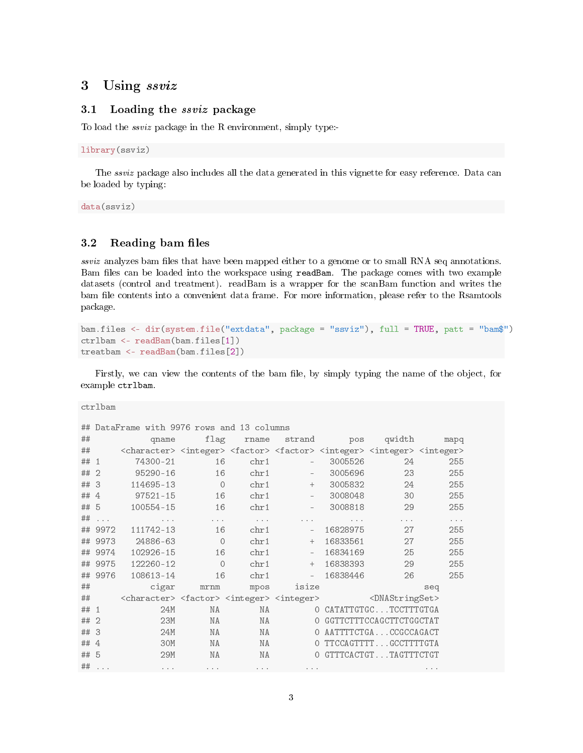# 3 Using *ssviz*

## 3.1 Loading the *ssviz* package

To load the *ssviz* package in the R environment, simply type:-

```
library(ssviz)
```

The *ssviz* package also includes all the data generated in this vignette for easy reference. Data can be loaded by typing:

```
data(ssviz)
```

## 3.2 Reading bam files

*ssviz* analyzes bam files that have been mapped either to a genome or to small RNA seq annotations. Bam files can be loaded into the workspace using `readBam`. The package comes with two example datasets (control and treatment). readBam is a wrapper for the scanBam function and writes the bam file contents into a convenient data frame. For more information, please refer to the Rsamtools package.

```
bam.files <- dir(system.file("extdata", package = "ssviz"), full = TRUE, patt = "bam$")
ctrlbam <- readBam(bam.files[1])
treatbam <- readBam(bam.files[2])
```

Firstly, we can view the contents of the bam file, by simply typing the name of the object, for example `ctrlbam`.

```
ctrlbam

## DataFrame with 9976 rows and 13 columns
##             qname      flag    rname   strand       pos    qwidth      mapq
##       <character> <integer> <factor> <factor> <integer> <integer> <integer>
## 1        74300-21        16     chr1        -   3005526        24       255
## 2        95290-16        16     chr1        -   3005696        23       255
## 3       114695-13         0     chr1        +   3005832        24       255
## 4        97521-15        16     chr1        -   3008048        30       255
## 5       100554-15        16     chr1        -   3008818        29       255
## ...           ...       ...      ...      ...       ...       ...       ...
## 9972    111742-13        16     chr1        -  16828975        27       255
## 9973     24886-63         0     chr1        +  16833561        27       255
## 9974    102926-15        16     chr1        -  16834169        25       255
## 9975    122260-12         0     chr1        +  16838393        29       255
## 9976    108613-14        16     chr1        -  16838446        26       255
##             cigar     mrnm      mpos     isize                       seq
##       <character> <factor> <integer> <integer>            <DNAStringSet>
## 1             24M       NA        NA         0 CATATTGTGC...TCCTTTGTGA
## 2             23M       NA        NA         0 GGTTCTTTCCAGCTTCTGGCTAT
## 3             24M       NA        NA         0 AATTTTCTGA...CCGCCAGACT
## 4             30M       NA        NA         0 TTCCAGTTTT...GCCTTTTGTA
## 5             29M       NA        NA         0 GTTTCACTGT...TAGTTTCTGT
## ...           ...      ...       ...       ...                       ...
```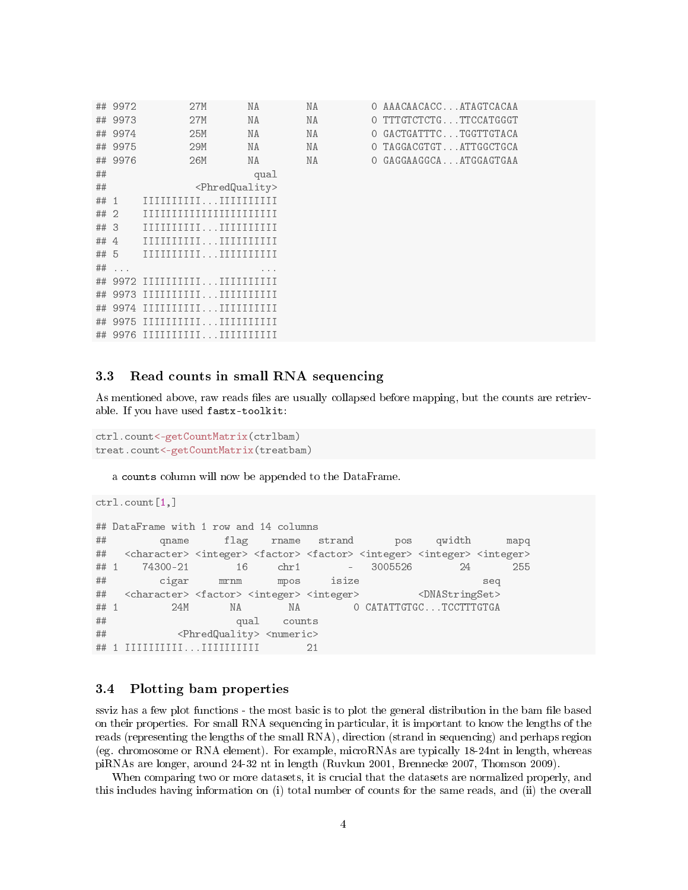```
## 9972         27M       NA        NA         0 AAACAACACC...ATAGTCACAA
## 9973         27M       NA        NA         0 TTTGTCTCTG...TTCCATGGGT
## 9974         25M       NA        NA         0 GACTGATTTC...TGGTTGTACA
## 9975         29M       NA        NA         0 TAGGACGTGT...ATTGGCTGCA
## 9976         26M       NA        NA         0 GAGGAAGGCA...ATGGAGTGAA
##                         qual
##               <PhredQuality>
## 1    IIIIIIIIII...IIIIIIIIII
## 2    IIIIIIIIIIIIIIIIIIIIII
## 3    IIIIIIIIII...IIIIIIIIII
## 4    IIIIIIIIII...IIIIIIIIII
## 5    IIIIIIIIII...IIIIIIIIII
## ...                      ...
## 9972 IIIIIIIIII...IIIIIIIIII
## 9973 IIIIIIIIII...IIIIIIIIII
## 9974 IIIIIIIIII...IIIIIIIIII
## 9975 IIIIIIIIII...IIIIIIIIII
## 9976 IIIIIIIIII...IIIIIIIIII
```

### 3.3 Read counts in small RNA sequencing

As mentioned above, raw reads files are usually collapsed before mapping, but the counts are retrievable. If you have used `fastx-toolkit`:

```
ctrl.count<-getCountMatrix(ctrlbam)
treat.count<-getCountMatrix(treatbam)
```

a `counts` column will now be appended to the DataFrame.

```
ctrl.count[1,]

## DataFrame with 1 row and 14 columns
##         qname      flag    rname   strand       pos    qwidth      mapq
##   <character> <integer> <factor> <factor> <integer> <integer> <integer>
## 1    74300-21        16     chr1        -   3005526        24       255
##         cigar     mrnm      mpos     isize                      seq
##   <character> <factor> <integer> <integer>           <DNAStringSet>
## 1         24M       NA        NA         0 CATATTGTGC...TCCTTTGTGA
##                     qual    counts
##           <PhredQuality> <numeric>
## 1 IIIIIIIIII...IIIIIIIII        21
```

### 3.4 Plotting bam properties

ssviz has a few plot functions - the most basic is to plot the general distribution in the bam file based on their properties. For small RNA sequencing in particular, it is important to know the lengths of the reads (representing the lengths of the small RNA), direction (strand in sequencing) and perhaps region (eg. chromosome or RNA element). For example, microRNAs are typically 18-24nt in length, whereas piRNAs are longer, around 24-32 nt in length (Ruvkun 2001, Brennecke 2007, Thomson 2009).

When comparing two or more datasets, it is crucial that the datasets are normalized properly, and this includes having information on (i) total number of counts for the same reads, and (ii) the overall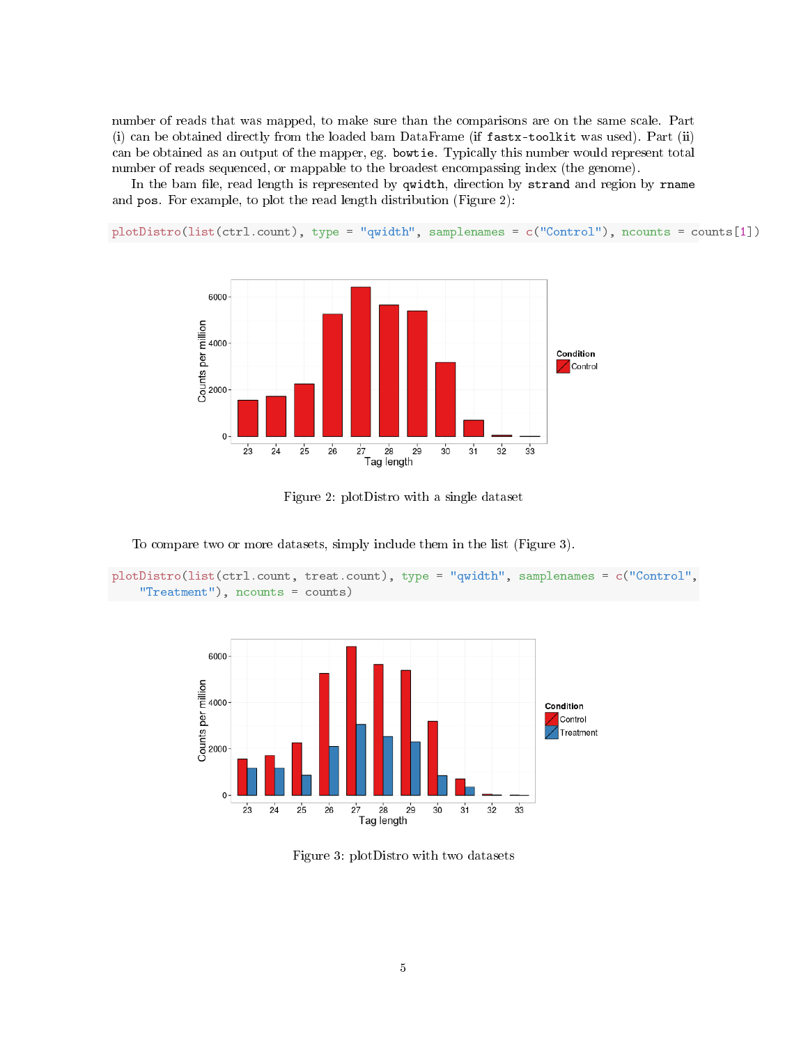number of reads that was mapped, to make sure than the comparisons are on the same scale. Part (i) can be obtained directly from the loaded bam DataFrame (if `fastx-toolkit` was used). Part (ii) can be obtained as an output of the mapper, eg. `bowtie`. Typically this number would represent total number of reads sequenced, or mappable to the broadest encompassing index (the genome).

In the bam file, read length is represented by `qwidth`, direction by `strand` and region by `rname` and `pos`. For example, to plot the read length distribution (Figure 2):

```
plotDistro(list(ctrl.count), type = "qwidth", samplenames = c("Control"), ncounts = counts[1])
```

6000
4000
2000
0
Counts per million
23 24 25 26 27 28 29 30 31 32 33
Tag length
Condition
Control

Figure 2: plotDistro with a single dataset

To compare two or more datasets, simply include them in the list (Figure 3).

```
plotDistro(list(ctrl.count, treat.count), type = "qwidth", samplenames = c("Control",
    "Treatment"), ncounts = counts)
```

6000
4000
2000
0
Counts per million
23 24 25 26 27 28 29 30 31 32 33
Tag length
Condition
Control
Treatment

Figure 3: plotDistro with two datasets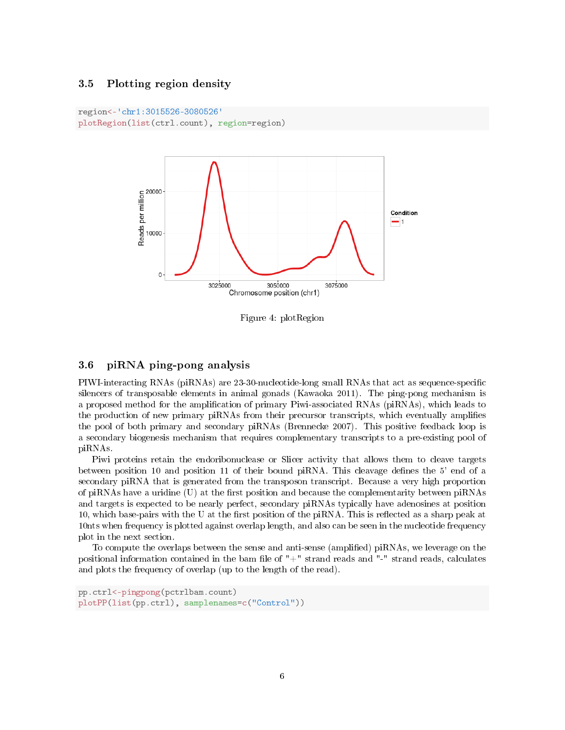### 3.5 Plotting region density

```
region<-'chr1:3015526-3080526'
plotRegion(list(ctrl.count), region=region)
```

Reads per million
20000
10000
0
3025000
3050000
3075000
Chromosome position (chr1)
Condition
1

Figure 4: plotRegion

### 3.6 piRNA ping-pong analysis

PIWI-interacting RNAs (piRNAs) are 23-30-nucleotide-long small RNAs that act as sequence-specific silencers of transposable elements in animal gonads (Kawaoka 2011). The ping-pong mechanism is a proposed method for the amplification of primary Piwi-associated RNAs (piRNAs), which leads to the production of new primary piRNAs from their precursor transcripts, which eventually amplifies the pool of both primary and secondary piRNAs (Brennecke 2007). This positive feedback loop is a secondary biogenesis mechanism that requires complementary transcripts to a pre-existing pool of piRNAs.

Piwi proteins retain the endoribonuclease or Slicer activity that allows them to cleave targets between position 10 and position 11 of their bound piRNA. This cleavage defines the 5' end of a secondary piRNA that is generated from the transposon transcript. Because a very high proportion of piRNAs have a uridine (U) at the first position and because the complementarity between piRNAs and targets is expected to be nearly perfect, secondary piRNAs typically have adenosines at position 10, which base-pairs with the U at the first position of the piRNA. This is reflected as a sharp peak at 10nts when frequency is plotted against overlap length, and also can be seen in the nucleotide frequency plot in the next section.

To compute the overlaps between the sense and anti-sense (amplified) piRNAs, we leverage on the positional information contained in the bam file of "+" strand reads and "-" strand reads, calculates and plots the frequency of overlap (up to the length of the read).

```
pp.ctrl<-pingpong(pctrlbam.count)
plotPP(list(pp.ctrl), samplenames=c("Control"))
```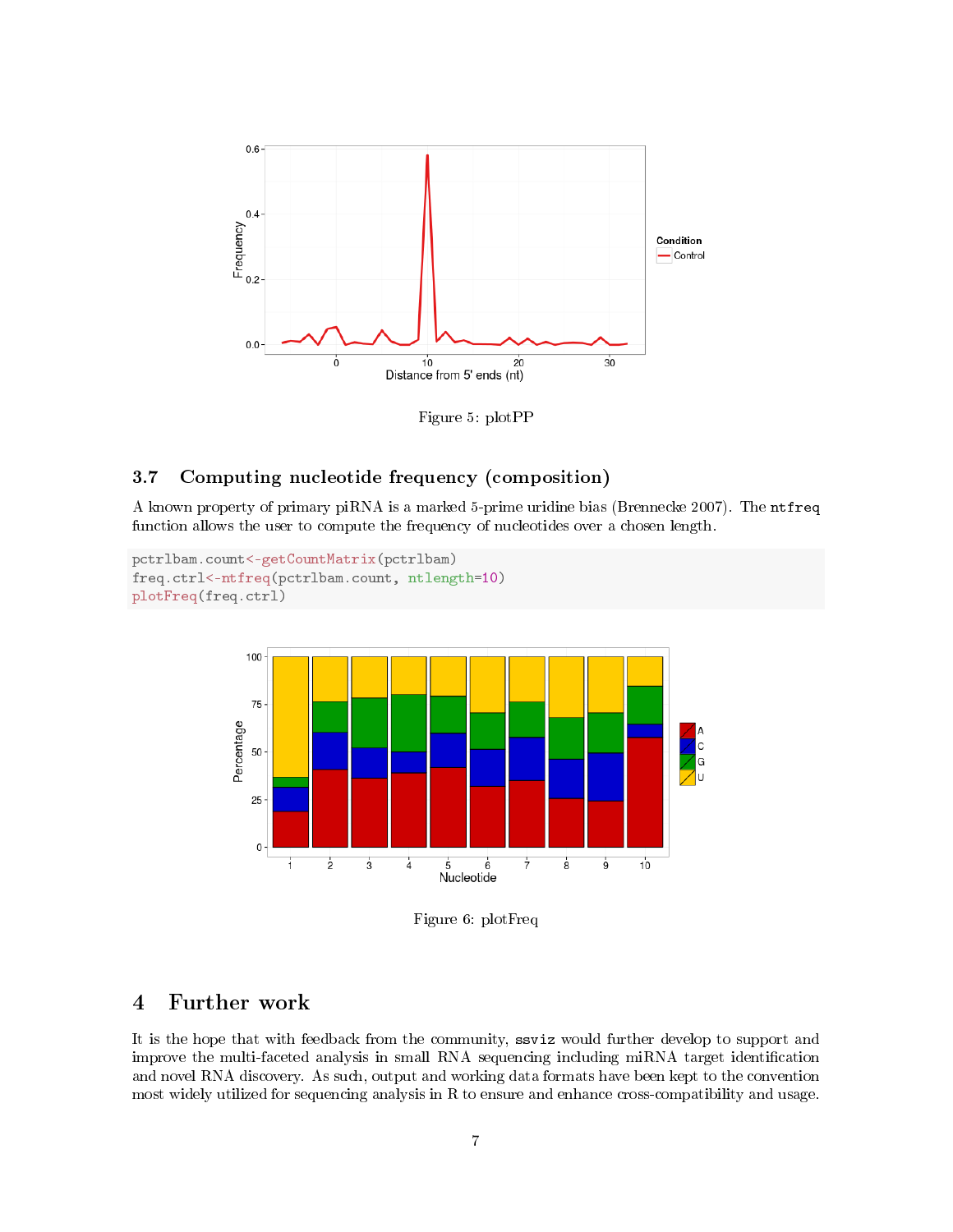0.6
0.4
0.2
0.0
Frequency
0
10
20
30
Distance from 5' ends (nt)
Condition
Control

Figure 5: plotPP

### 3.7 Computing nucleotide frequency (composition)

A known property of primary piRNA is a marked 5-prime uridine bias (Brennecke 2007). The `ntfreq` function allows the user to compute the frequency of nucleotides over a chosen length.

```
pctrlbam.count<-getCountMatrix(pctrlbam)
freq.ctrl<-ntfreq(pctrlbam.count, ntlength=10)
plotFreq(freq.ctrl)
```

100
75
50
25
0
Percentage
1
2
3
4
5
6
7
8
9
10
Nucleotide
A
C
G
U

Figure 6: plotFreq

# 4 Further work

It is the hope that with feedback from the community, `ssviz` would further develop to support and improve the multi-faceted analysis in small RNA sequencing including miRNA target identification and novel RNA discovery. As such, output and working data formats have been kept to the convention most widely utilized for sequencing analysis in R to ensure and enhance cross-compatibility and usage.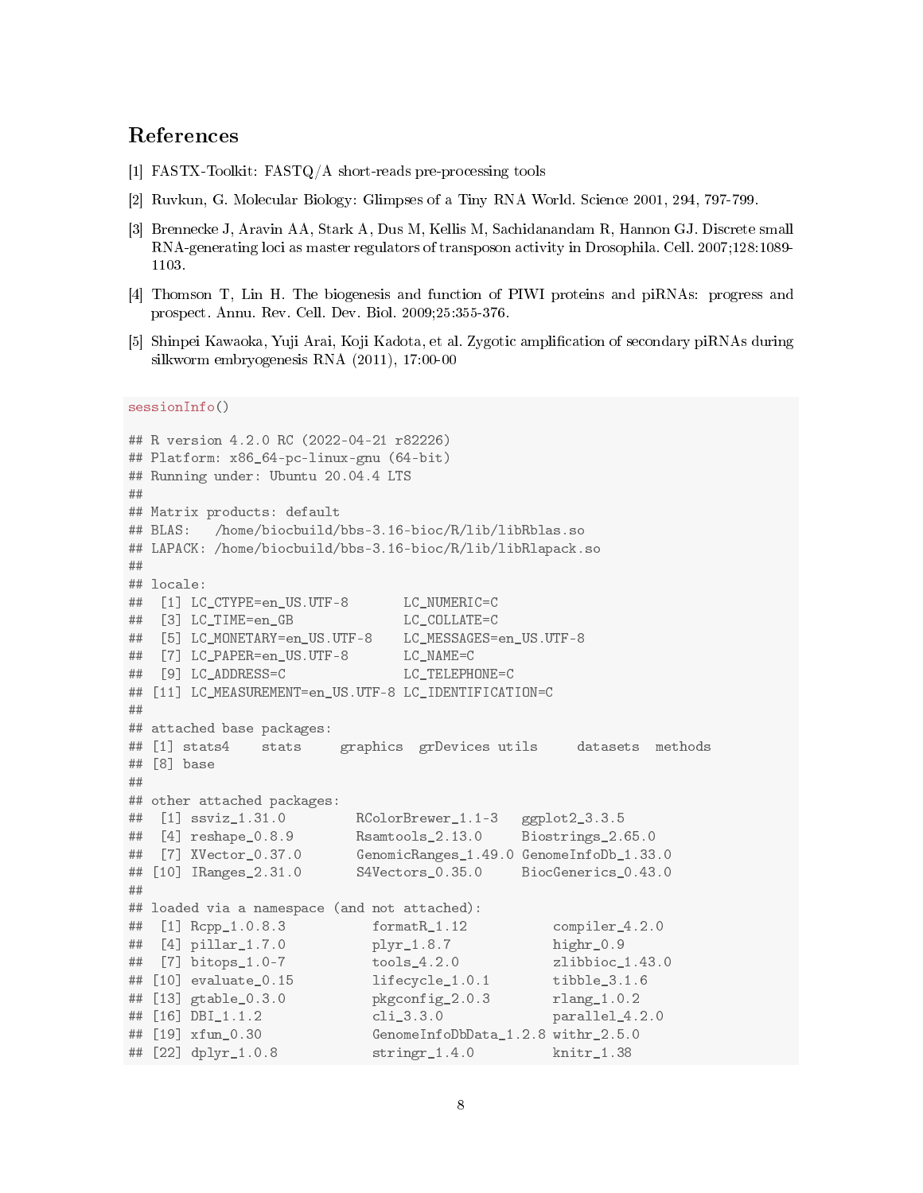# References

[1] FASTX-Toolkit: FASTQ/A short-reads pre-processing tools

[2] Ruvkun, G. Molecular Biology: Glimpses of a Tiny RNA World. Science 2001, 294, 797-799.

[3] Brennecke J, Aravin AA, Stark A, Dus M, Kellis M, Sachidanandam R, Hannon GJ. Discrete small RNA-generating loci as master regulators of transposon activity in Drosophila. Cell. 2007;128:1089-1103.

[4] Thomson T, Lin H. The biogenesis and function of PIWI proteins and piRNAs: progress and prospect. Annu. Rev. Cell. Dev. Biol. 2009;25:355-376.

[5] Shinpei Kawaoka, Yuji Arai, Koji Kadota, et al. Zygotic amplification of secondary piRNAs during silkworm embryogenesis RNA (2011), 17:00-00

```
sessionInfo()

## R version 4.2.0 RC (2022-04-21 r82226)
## Platform: x86_64-pc-linux-gnu (64-bit)
## Running under: Ubuntu 20.04.4 LTS
##
## Matrix products: default
## BLAS:   /home/biocbuild/bbs-3.16-bioc/R/lib/libRblas.so
## LAPACK: /home/biocbuild/bbs-3.16-bioc/R/lib/libRlapack.so
##
## locale:
##  [1] LC_CTYPE=en_US.UTF-8       LC_NUMERIC=C
##  [3] LC_TIME=en_GB              LC_COLLATE=C
##  [5] LC_MONETARY=en_US.UTF-8    LC_MESSAGES=en_US.UTF-8
##  [7] LC_PAPER=en_US.UTF-8       LC_NAME=C
##  [9] LC_ADDRESS=C               LC_TELEPHONE=C
## [11] LC_MEASUREMENT=en_US.UTF-8 LC_IDENTIFICATION=C
##
## attached base packages:
## [1] stats4    stats     graphics  grDevices utils     datasets  methods
## [8] base
##
## other attached packages:
##  [1] ssviz_1.31.0         RColorBrewer_1.1-3   ggplot2_3.3.5
##  [4] reshape_0.8.9        Rsamtools_2.13.0     Biostrings_2.65.0
##  [7] XVector_0.37.0       GenomicRanges_1.49.0 GenomeInfoDb_1.33.0
## [10] IRanges_2.31.0       S4Vectors_0.35.0     BiocGenerics_0.43.0
##
## loaded via a namespace (and not attached):
##  [1] Rcpp_1.0.8.3           formatR_1.12           compiler_4.2.0
##  [4] pillar_1.7.0           plyr_1.8.7             highr_0.9
##  [7] bitops_1.0-7           tools_4.2.0            zlibbioc_1.43.0
## [10] evaluate_0.15          lifecycle_1.0.1        tibble_3.1.6
## [13] gtable_0.3.0           pkgconfig_2.0.3        rlang_1.0.2
## [16] DBI_1.1.2              cli_3.3.0              parallel_4.2.0
## [19] xfun_0.30              GenomeInfoDbData_1.2.8 withr_2.5.0
## [22] dplyr_1.0.8            stringr_1.4.0          knitr_1.38
```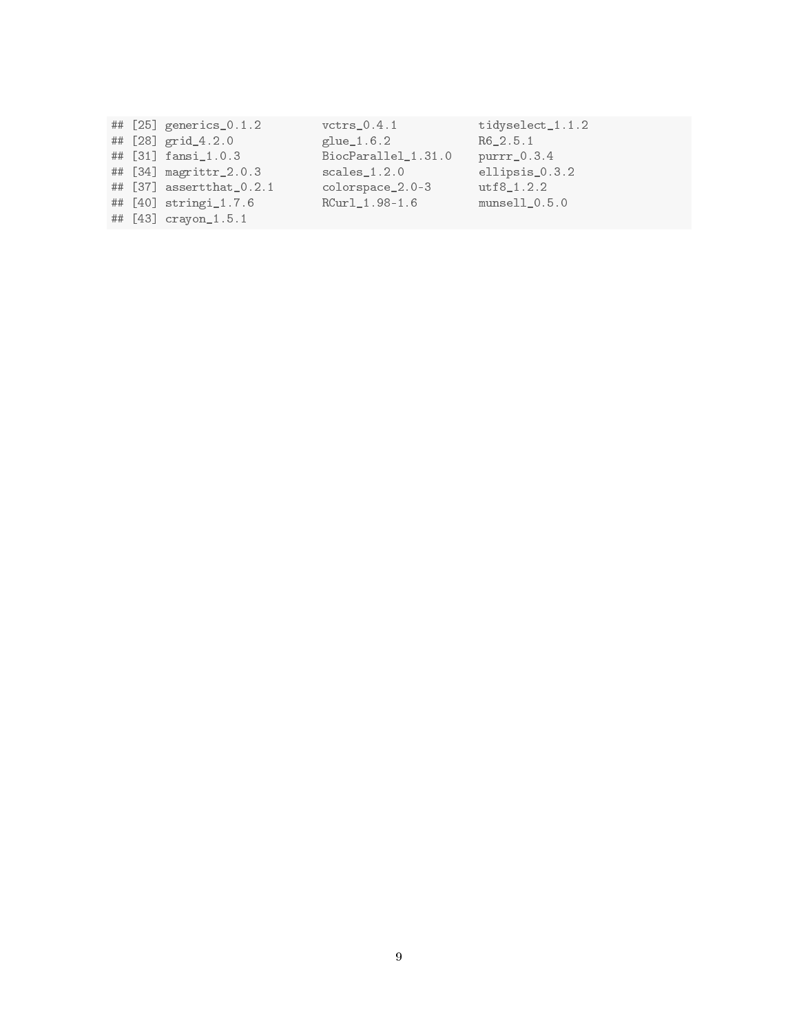```
## [25] generics_0.1.2         vctrs_0.4.1            tidyselect_1.1.2
## [28] grid_4.2.0             glue_1.6.2             R6_2.5.1
## [31] fansi_1.0.3            BiocParallel_1.31.0    purrr_0.3.4
## [34] magrittr_2.0.3         scales_1.2.0           ellipsis_0.3.2
## [37] assertthat_0.2.1       colorspace_2.0-3       utf8_1.2.2
## [40] stringi_1.7.6          RCurl_1.98-1.6         munsell_0.5.0
## [43] crayon_1.5.1
```